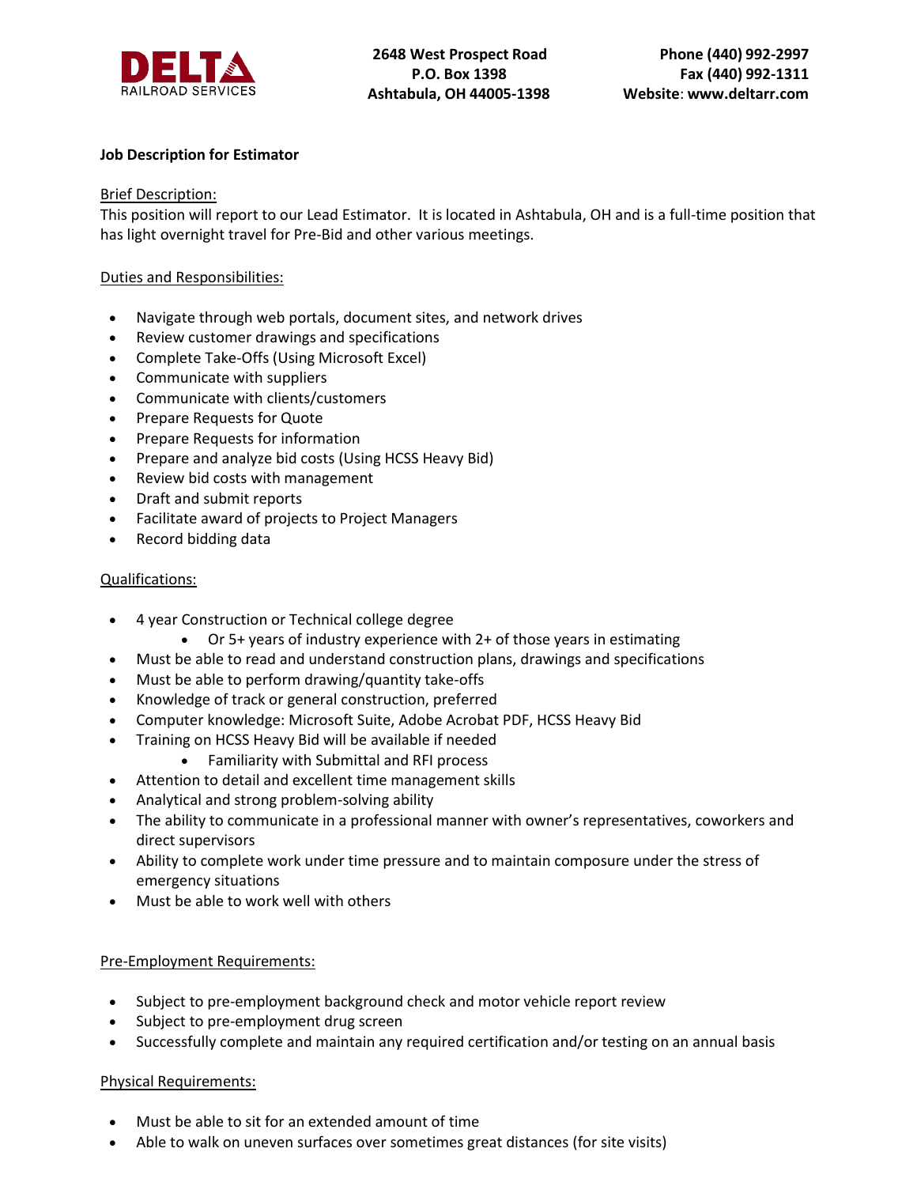DELTA RAILROAD SERVICES

**2648 West Prospect Road**
**P.O. Box 1398**
**Ashtabula, OH 44005-1398**

**Phone (440) 992-2997**
**Fax (440) 992-1311**
**Website: www.deltarr.com**

**Job Description for Estimator**

Brief Description:

This position will report to our Lead Estimator. It is located in Ashtabula, OH and is a full-time position that has light overnight travel for Pre-Bid and other various meetings.

Duties and Responsibilities:

- Navigate through web portals, document sites, and network drives
- Review customer drawings and specifications
- Complete Take-Offs (Using Microsoft Excel)
- Communicate with suppliers
- Communicate with clients/customers
- Prepare Requests for Quote
- Prepare Requests for information
- Prepare and analyze bid costs (Using HCSS Heavy Bid)
- Review bid costs with management
- Draft and submit reports
- Facilitate award of projects to Project Managers
- Record bidding data

Qualifications:

- 4 year Construction or Technical college degree
  - Or 5+ years of industry experience with 2+ of those years in estimating
- Must be able to read and understand construction plans, drawings and specifications
- Must be able to perform drawing/quantity take-offs
- Knowledge of track or general construction, preferred
- Computer knowledge: Microsoft Suite, Adobe Acrobat PDF, HCSS Heavy Bid
- Training on HCSS Heavy Bid will be available if needed
  - Familiarity with Submittal and RFI process
- Attention to detail and excellent time management skills
- Analytical and strong problem-solving ability
- The ability to communicate in a professional manner with owner's representatives, coworkers and direct supervisors
- Ability to complete work under time pressure and to maintain composure under the stress of emergency situations
- Must be able to work well with others

Pre-Employment Requirements:

- Subject to pre-employment background check and motor vehicle report review
- Subject to pre-employment drug screen
- Successfully complete and maintain any required certification and/or testing on an annual basis

Physical Requirements:

- Must be able to sit for an extended amount of time
- Able to walk on uneven surfaces over sometimes great distances (for site visits)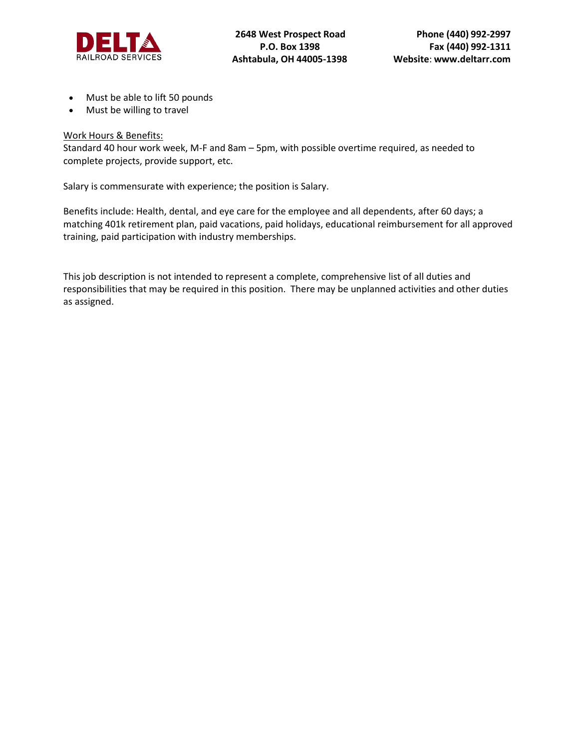- Must be able to lift 50 pounds
- Must be willing to travel

<u>Work Hours & Benefits:</u>
Standard 40 hour work week, M-F and 8am – 5pm, with possible overtime required, as needed to complete projects, provide support, etc.

Salary is commensurate with experience; the position is Salary.

Benefits include: Health, dental, and eye care for the employee and all dependents, after 60 days; a matching 401k retirement plan, paid vacations, paid holidays, educational reimbursement for all approved training, paid participation with industry memberships.

This job description is not intended to represent a complete, comprehensive list of all duties and responsibilities that may be required in this position. There may be unplanned activities and other duties as assigned.